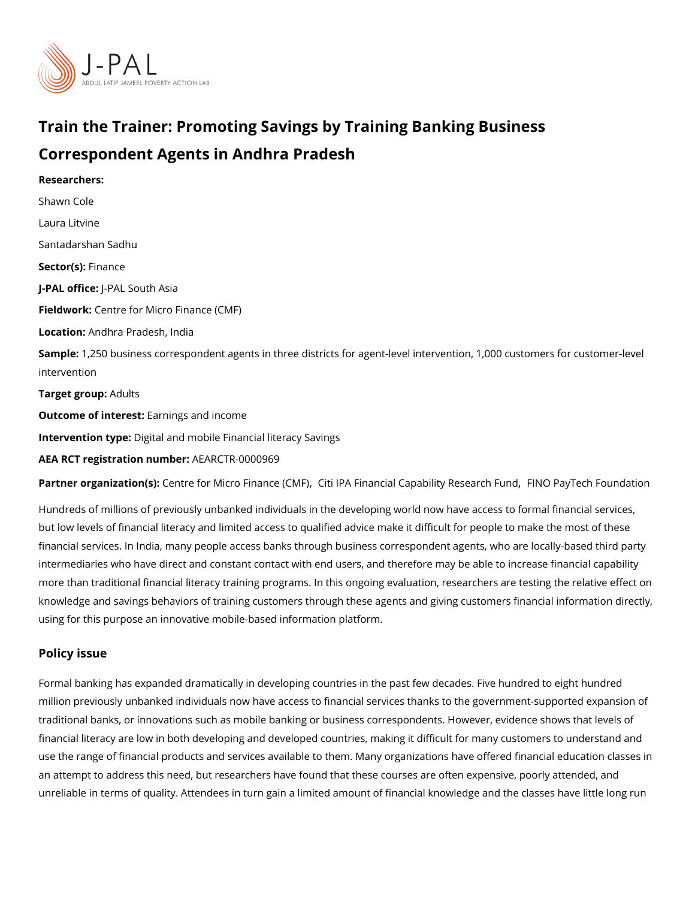# Train the Trainer: Promoting Savings by Training Banking Business Correspondent Agents in Andhra Pradesh

**Researchers:**

Shawn Cole

Laura Litvine

Santadarshan Sadhu

**Sector(s):** Finance

**J-PAL office:** J-PAL South Asia

**Fieldwork:** Centre for Micro Finance (CMF)

**Location:** Andhra Pradesh, India

**Sample:** 1,250 business correspondent agents in three districts for agent-level intervention, 1,000 customers for customer-level intervention

**Target group:** Adults

**Outcome of interest:** Earnings and income

**Intervention type:** Digital and mobile Financial literacy Savings

**AEA RCT registration number:** AEARCTR-0000969

**Partner organization(s):** Centre for Micro Finance (CMF), Citi IPA Financial Capability Research Fund, FINO PayTech Foundation

Hundreds of millions of previously unbanked individuals in the developing world now have access to formal financial services, but low levels of financial literacy and limited access to qualified advice make it difficult for people to make the most of these financial services. In India, many people access banks through business correspondent agents, who are locally-based third party intermediaries who have direct and constant contact with end users, and therefore may be able to increase financial capability more than traditional financial literacy training programs. In this ongoing evaluation, researchers are testing the relative effect on knowledge and savings behaviors of training customers through these agents and giving customers financial information directly, using for this purpose an innovative mobile-based information platform.

## Policy issue

Formal banking has expanded dramatically in developing countries in the past few decades. Five hundred to eight hundred million previously unbanked individuals now have access to financial services thanks to the government-supported expansion of traditional banks, or innovations such as mobile banking or business correspondents. However, evidence shows that levels of financial literacy are low in both developing and developed countries, making it difficult for many customers to understand and use the range of financial products and services available to them. Many organizations have offered financial education classes in an attempt to address this need, but researchers have found that these courses are often expensive, poorly attended, and unreliable in terms of quality. Attendees in turn gain a limited amount of financial knowledge and the classes have little long run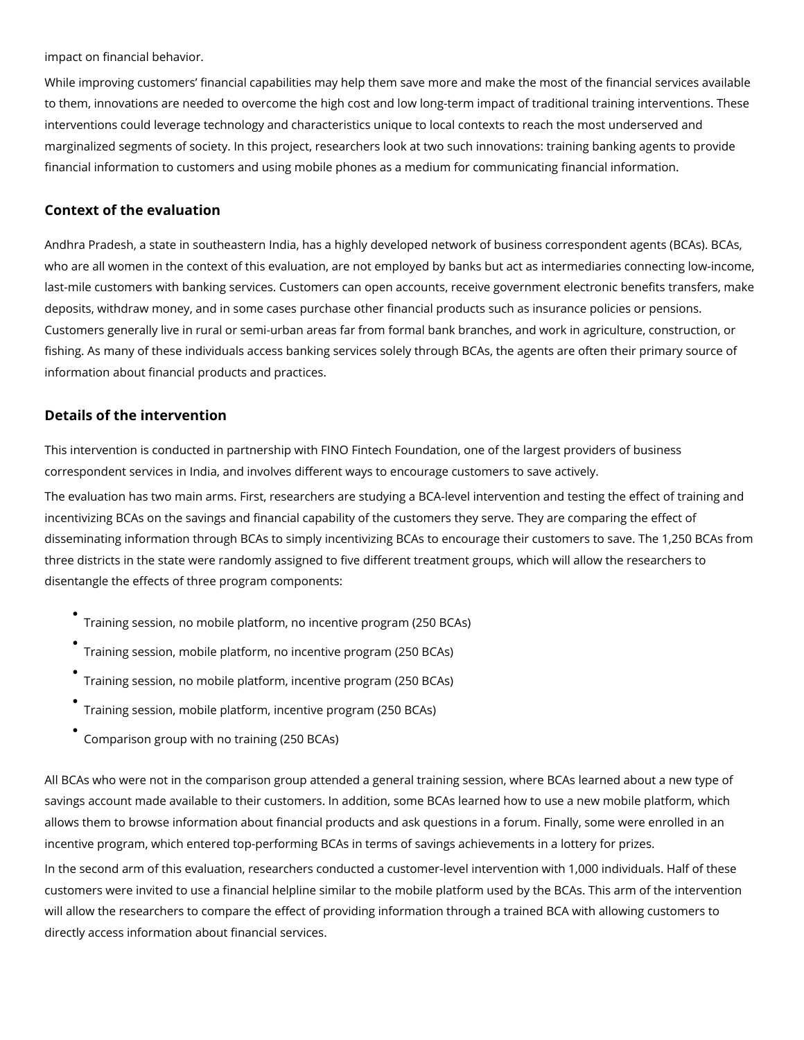impact on financial behavior.

While improving customers' financial capabilities may help them save more and make the most of the financial services available to them, innovations are needed to overcome the high cost and low long-term impact of traditional training interventions. These interventions could leverage technology and characteristics unique to local contexts to reach the most underserved and marginalized segments of society. In this project, researchers look at two such innovations: training banking agents to provide financial information to customers and using mobile phones as a medium for communicating financial information.

## Context of the evaluation

Andhra Pradesh, a state in southeastern India, has a highly developed network of business correspondent agents (BCAs). BCAs, who are all women in the context of this evaluation, are not employed by banks but act as intermediaries connecting low-income, last-mile customers with banking services. Customers can open accounts, receive government electronic benefits transfers, make deposits, withdraw money, and in some cases purchase other financial products such as insurance policies or pensions. Customers generally live in rural or semi-urban areas far from formal bank branches, and work in agriculture, construction, or fishing. As many of these individuals access banking services solely through BCAs, the agents are often their primary source of information about financial products and practices.

## Details of the intervention

This intervention is conducted in partnership with FINO Fintech Foundation, one of the largest providers of business correspondent services in India, and involves different ways to encourage customers to save actively.

The evaluation has two main arms. First, researchers are studying a BCA-level intervention and testing the effect of training and incentivizing BCAs on the savings and financial capability of the customers they serve. They are comparing the effect of disseminating information through BCAs to simply incentivizing BCAs to encourage their customers to save. The 1,250 BCAs from three districts in the state were randomly assigned to five different treatment groups, which will allow the researchers to disentangle the effects of three program components:

- Training session, no mobile platform, no incentive program (250 BCAs)
- Training session, mobile platform, no incentive program (250 BCAs)
- Training session, no mobile platform, incentive program (250 BCAs)
- Training session, mobile platform, incentive program (250 BCAs)
- Comparison group with no training (250 BCAs)

All BCAs who were not in the comparison group attended a general training session, where BCAs learned about a new type of savings account made available to their customers. In addition, some BCAs learned how to use a new mobile platform, which allows them to browse information about financial products and ask questions in a forum. Finally, some were enrolled in an incentive program, which entered top-performing BCAs in terms of savings achievements in a lottery for prizes.

In the second arm of this evaluation, researchers conducted a customer-level intervention with 1,000 individuals. Half of these customers were invited to use a financial helpline similar to the mobile platform used by the BCAs. This arm of the intervention will allow the researchers to compare the effect of providing information through a trained BCA with allowing customers to directly access information about financial services.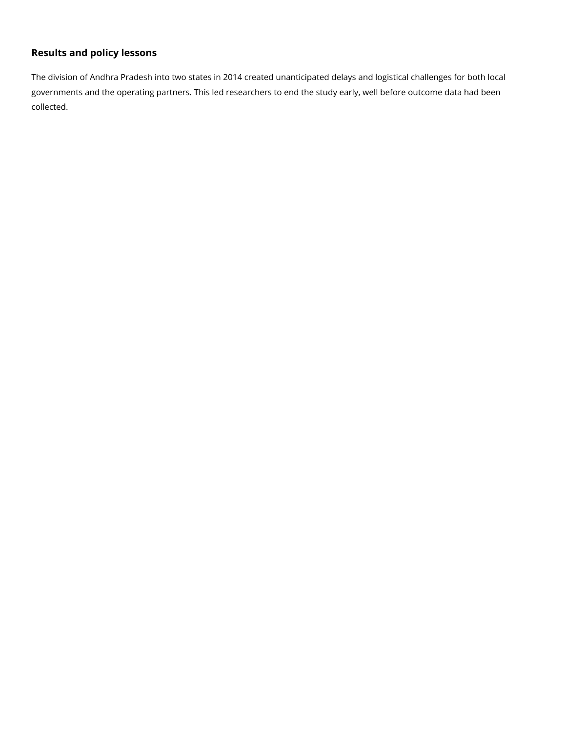## Results and policy lessons

The division of Andhra Pradesh into two states in 2014 created unanticipated delays and logistical challenges for both local governments and the operating partners. This led researchers to end the study early, well before outcome data had been collected.